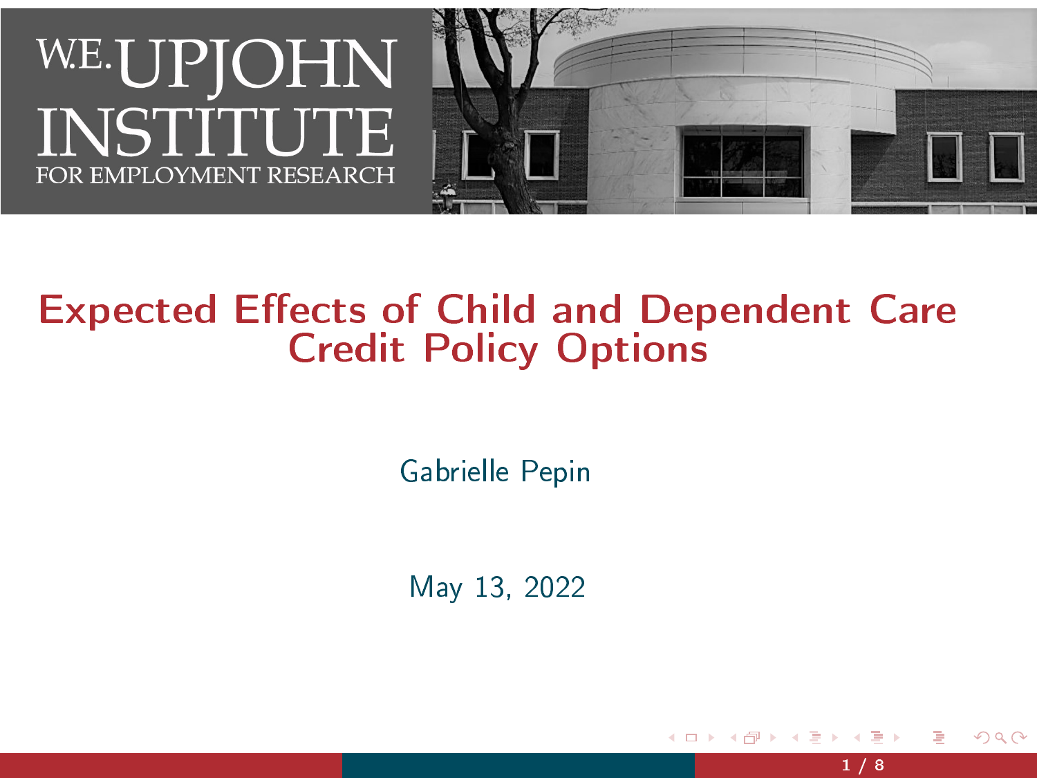W.E. UPJOHN INSTITUTE FOR EMPLOYMENT RESEARCH

# Expected Effects of Child and Dependent Care Credit Policy Options

Gabrielle Pepin

May 13, 2022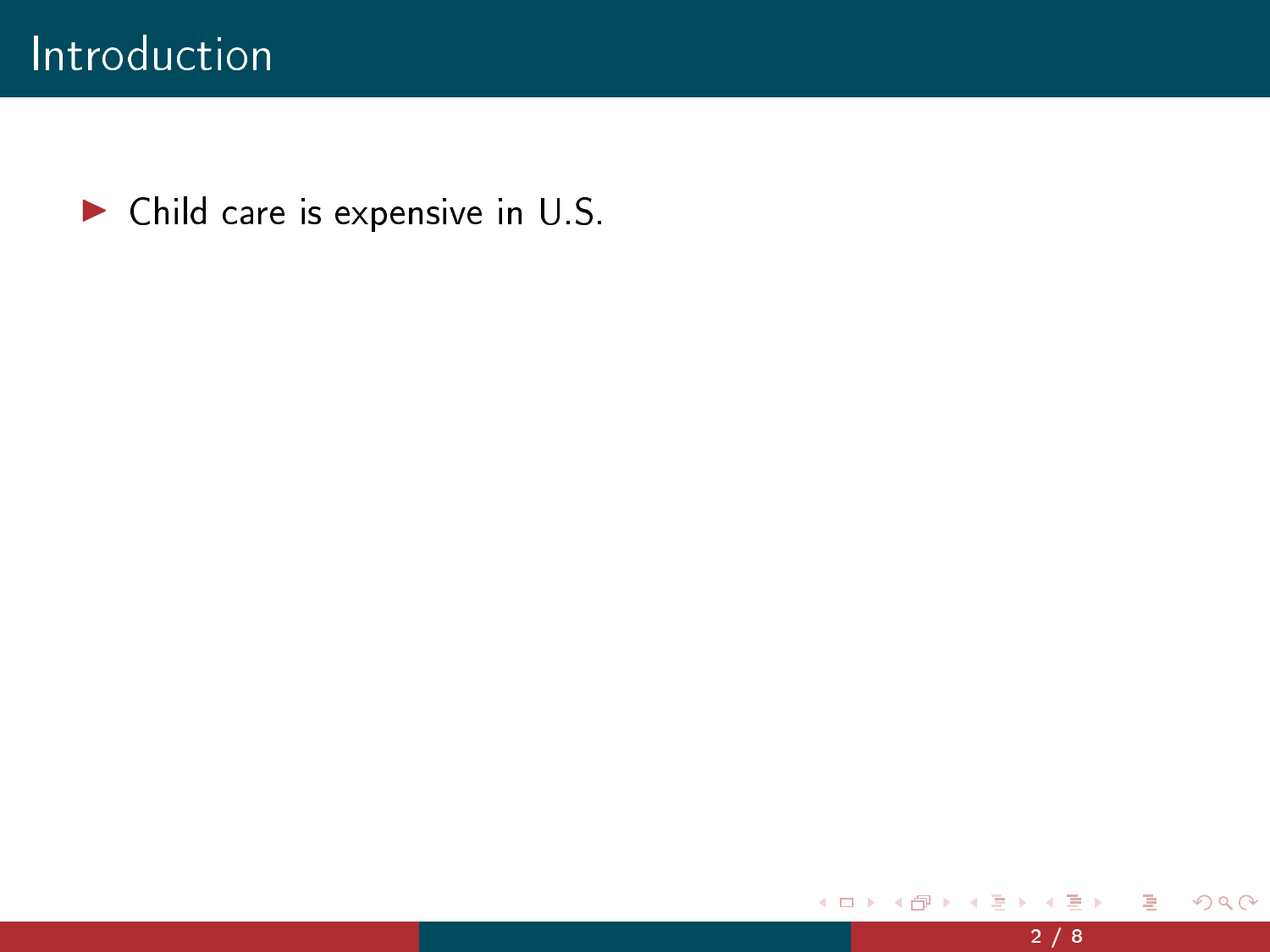# Introduction

- Child care is expensive in U.S.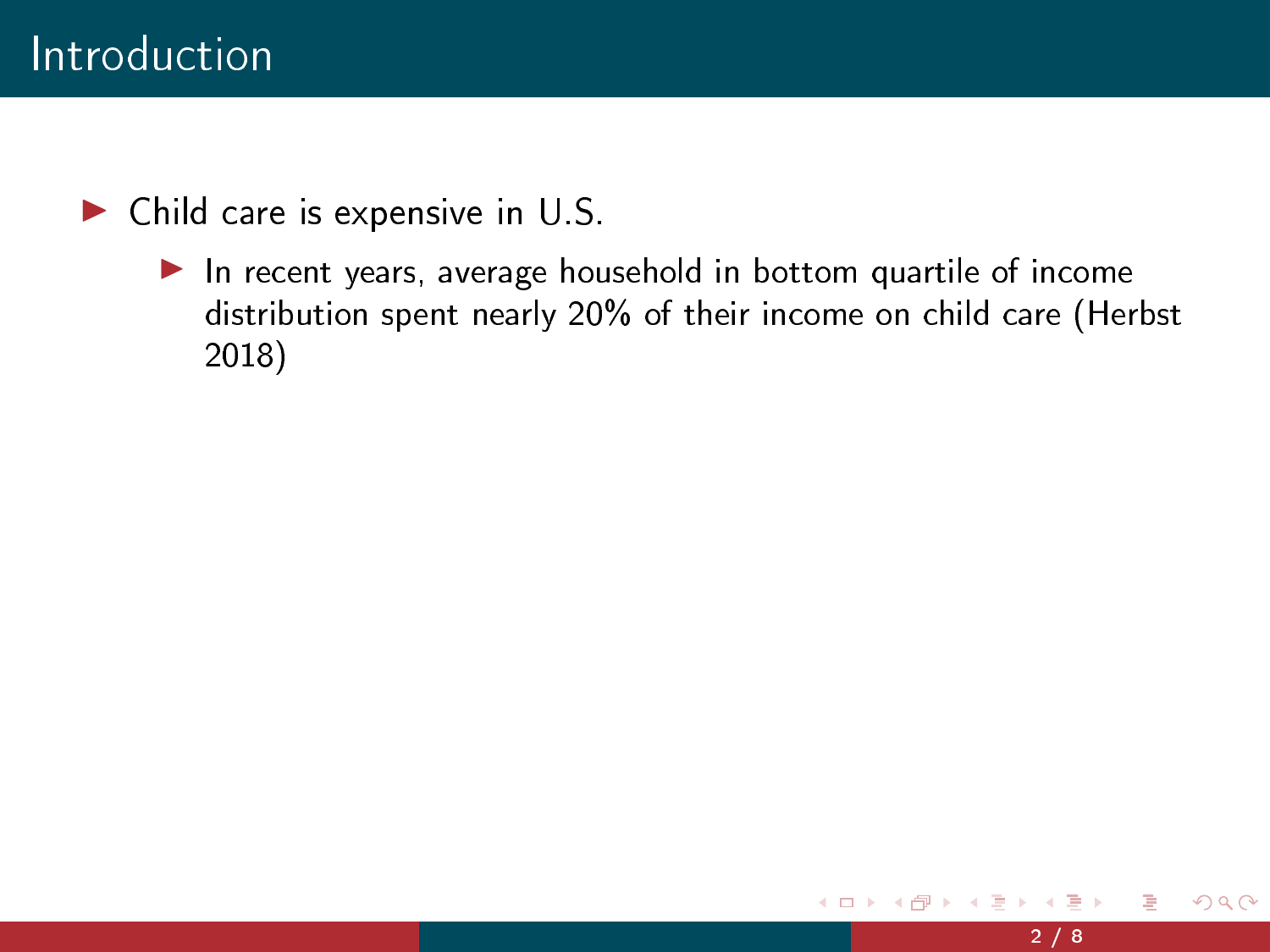# Introduction

- Child care is expensive in U.S.
  - In recent years, average household in bottom quartile of income distribution spent nearly 20% of their income on child care (Herbst 2018)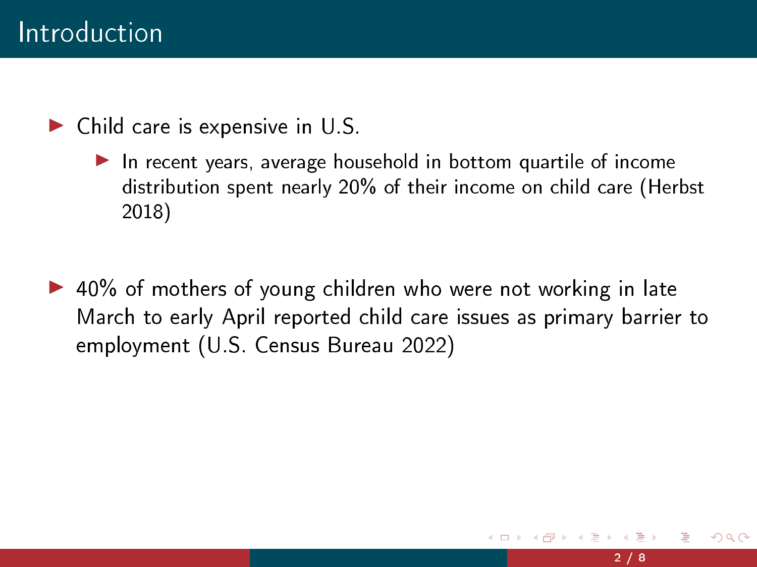# Introduction

- Child care is expensive in U.S.
  - In recent years, average household in bottom quartile of income distribution spent nearly 20% of their income on child care (Herbst 2018)

- 40% of mothers of young children who were not working in late March to early April reported child care issues as primary barrier to employment (U.S. Census Bureau 2022)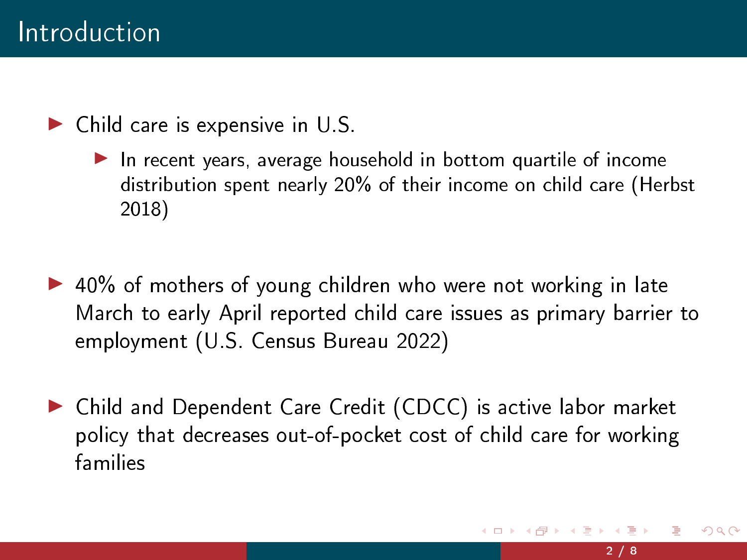# Introduction

- Child care is expensive in U.S.
  - In recent years, average household in bottom quartile of income distribution spent nearly 20% of their income on child care (Herbst 2018)
- 40% of mothers of young children who were not working in late March to early April reported child care issues as primary barrier to employment (U.S. Census Bureau 2022)
- Child and Dependent Care Credit (CDCC) is active labor market policy that decreases out-of-pocket cost of child care for working families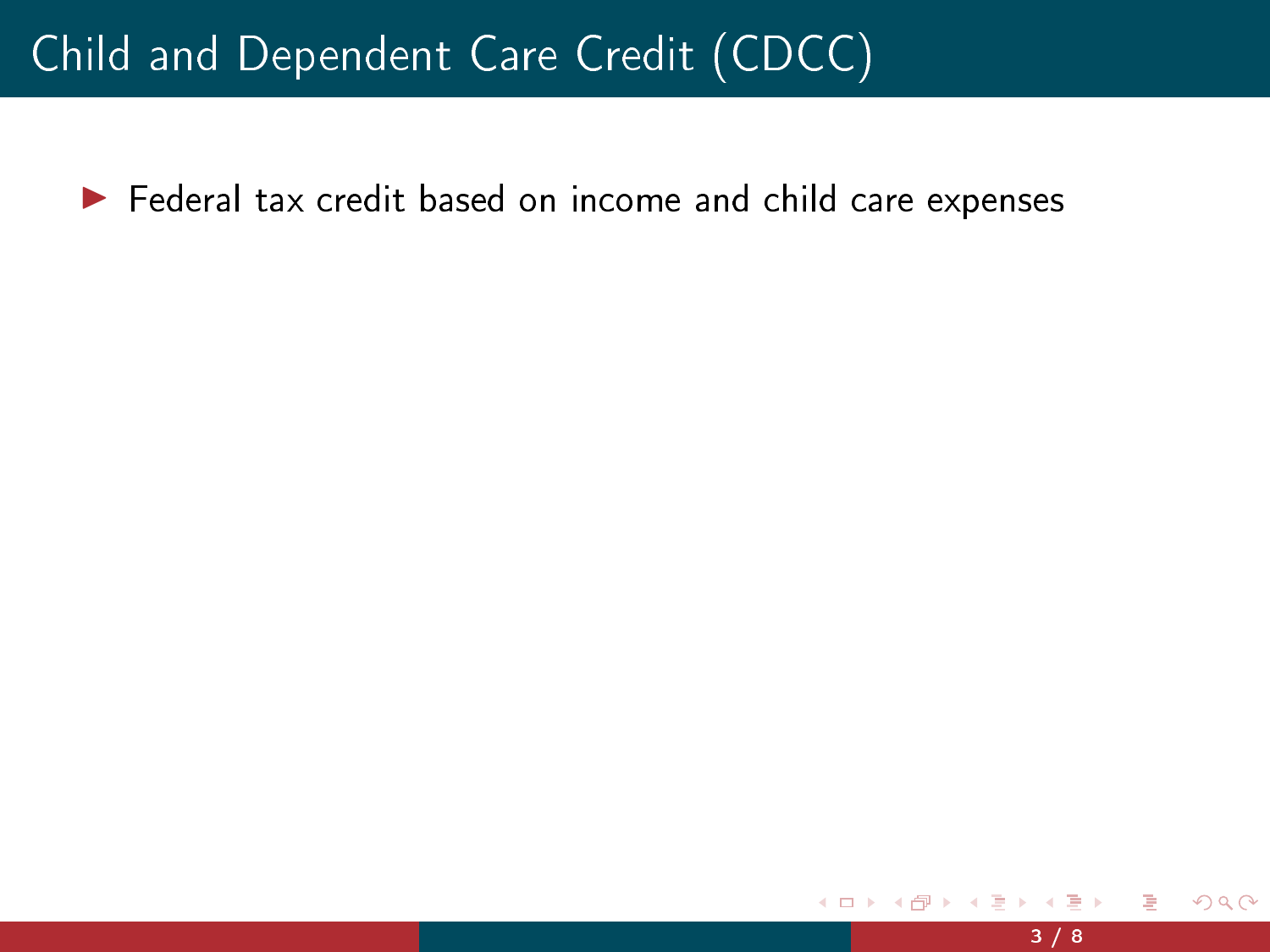# Child and Dependent Care Credit (CDCC)

- Federal tax credit based on income and child care expenses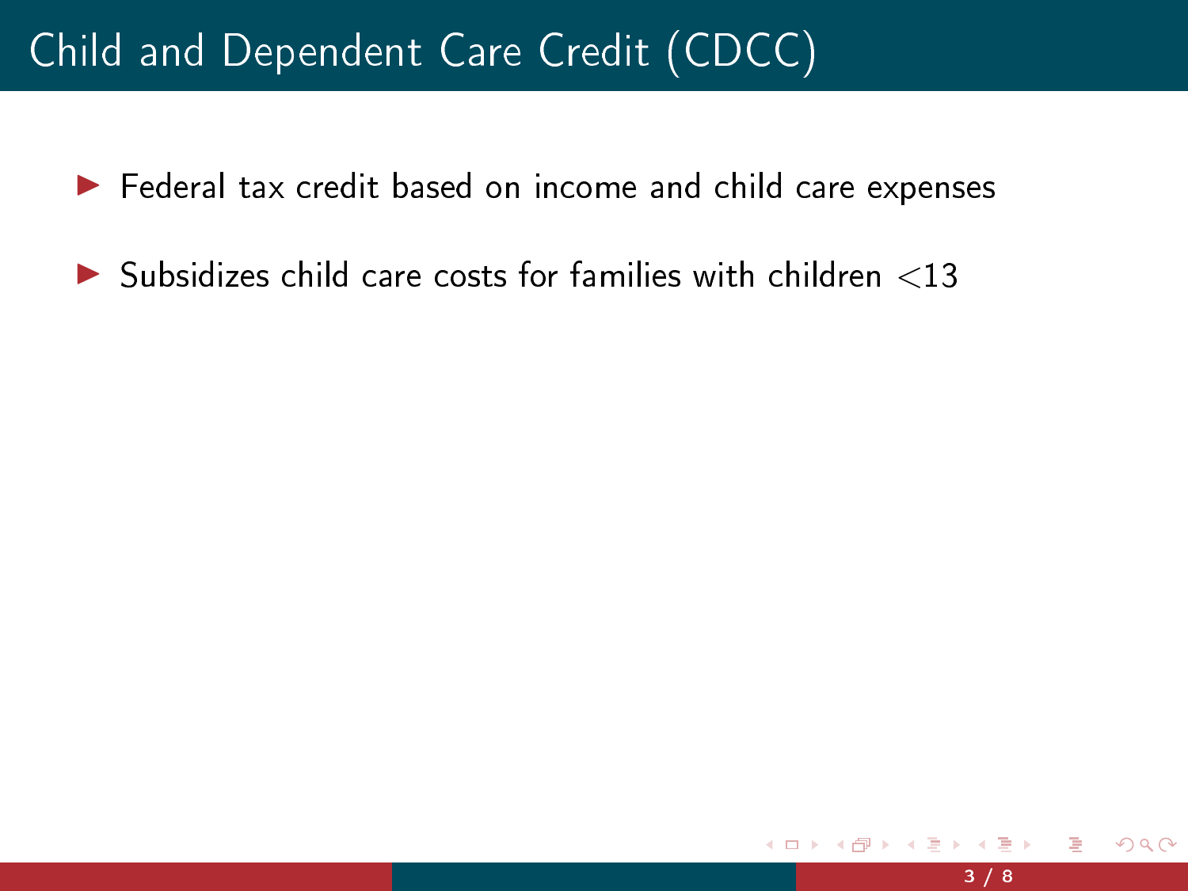# Child and Dependent Care Credit (CDCC)

- Federal tax credit based on income and child care expenses
- Subsidizes child care costs for families with children $<13$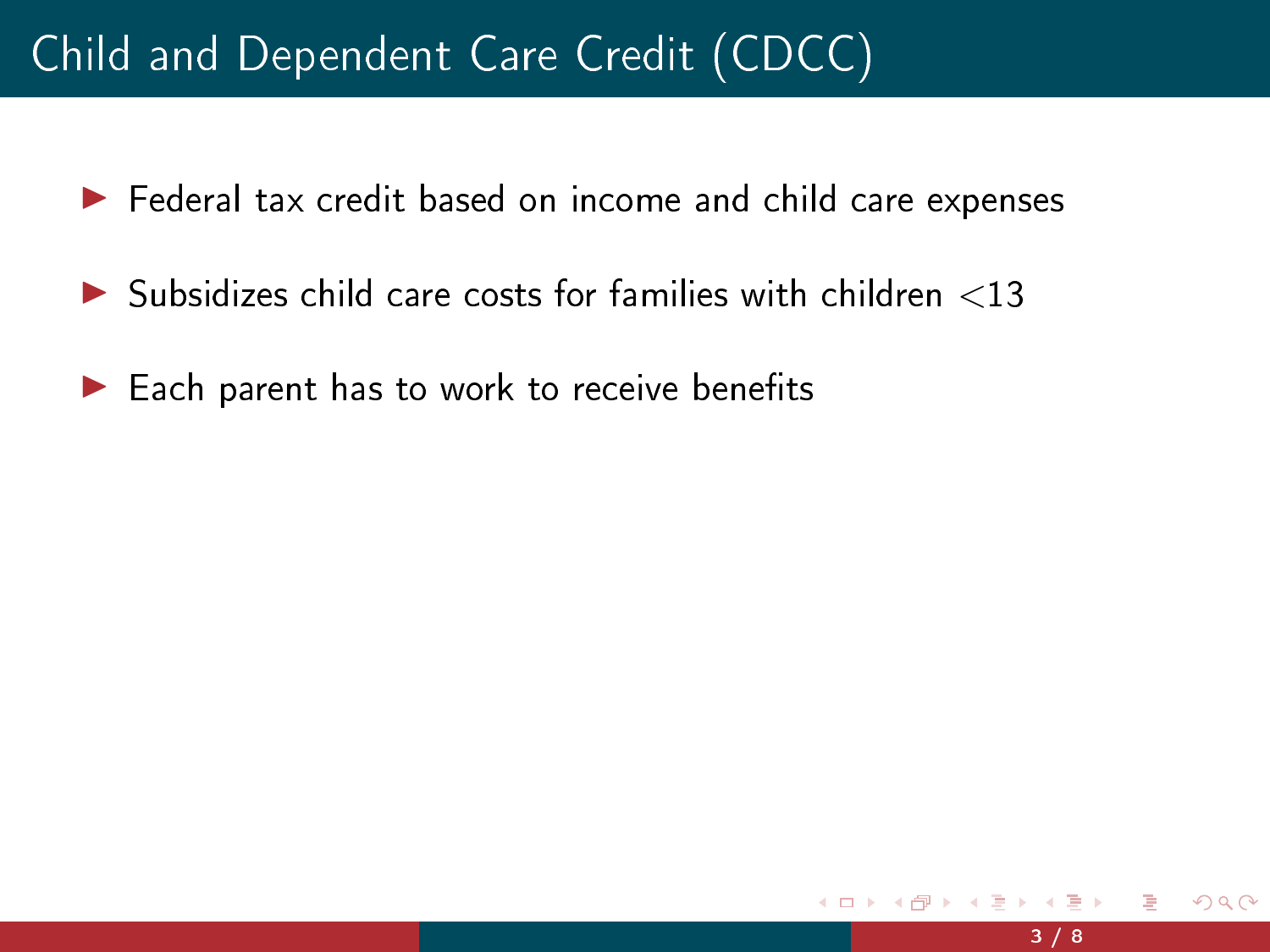# Child and Dependent Care Credit (CDCC)

- Federal tax credit based on income and child care expenses
- Subsidizes child care costs for families with children $<$13
- Each parent has to work to receive benefits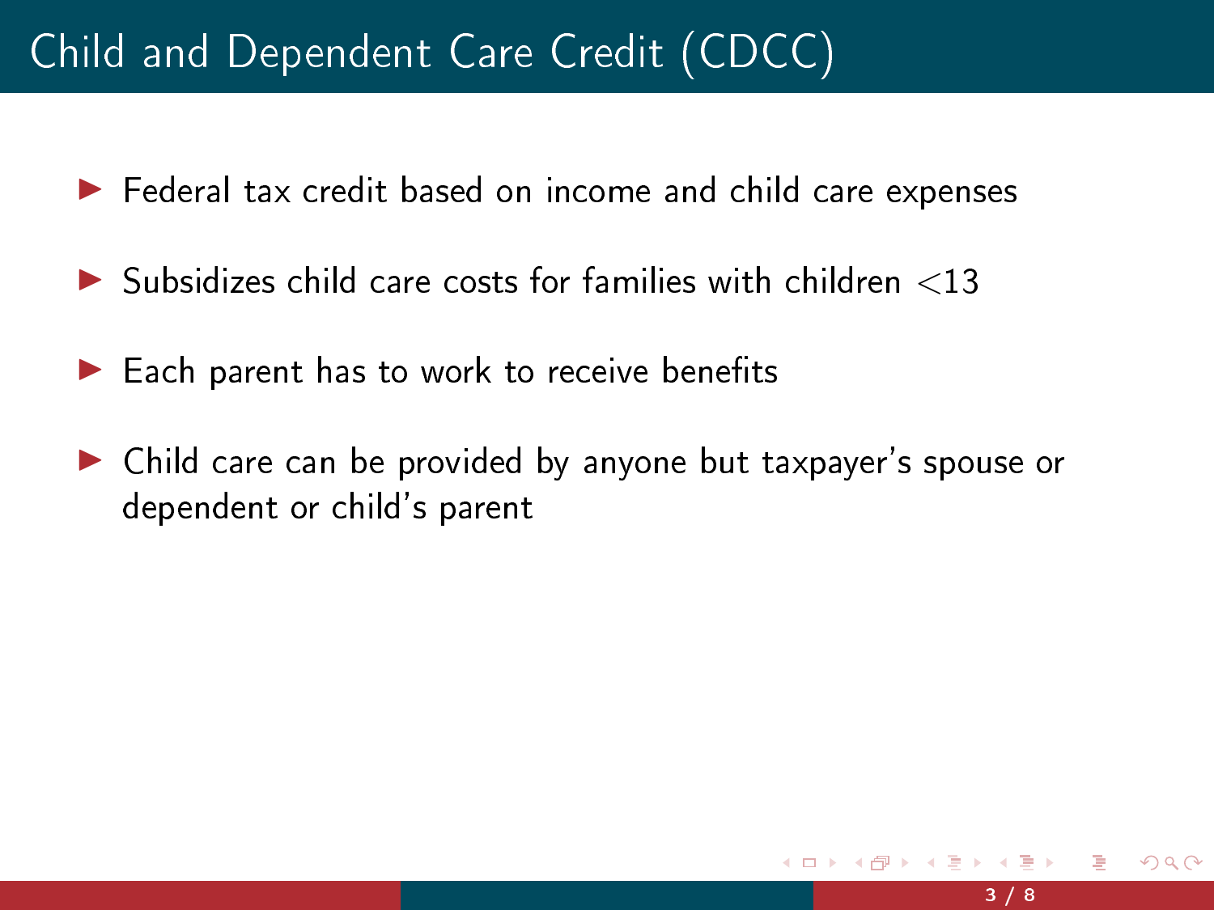# Child and Dependent Care Credit (CDCC)

- Federal tax credit based on income and child care expenses
- Subsidizes child care costs for families with children $<$13
- Each parent has to work to receive benefits
- Child care can be provided by anyone but taxpayer's spouse or dependent or child's parent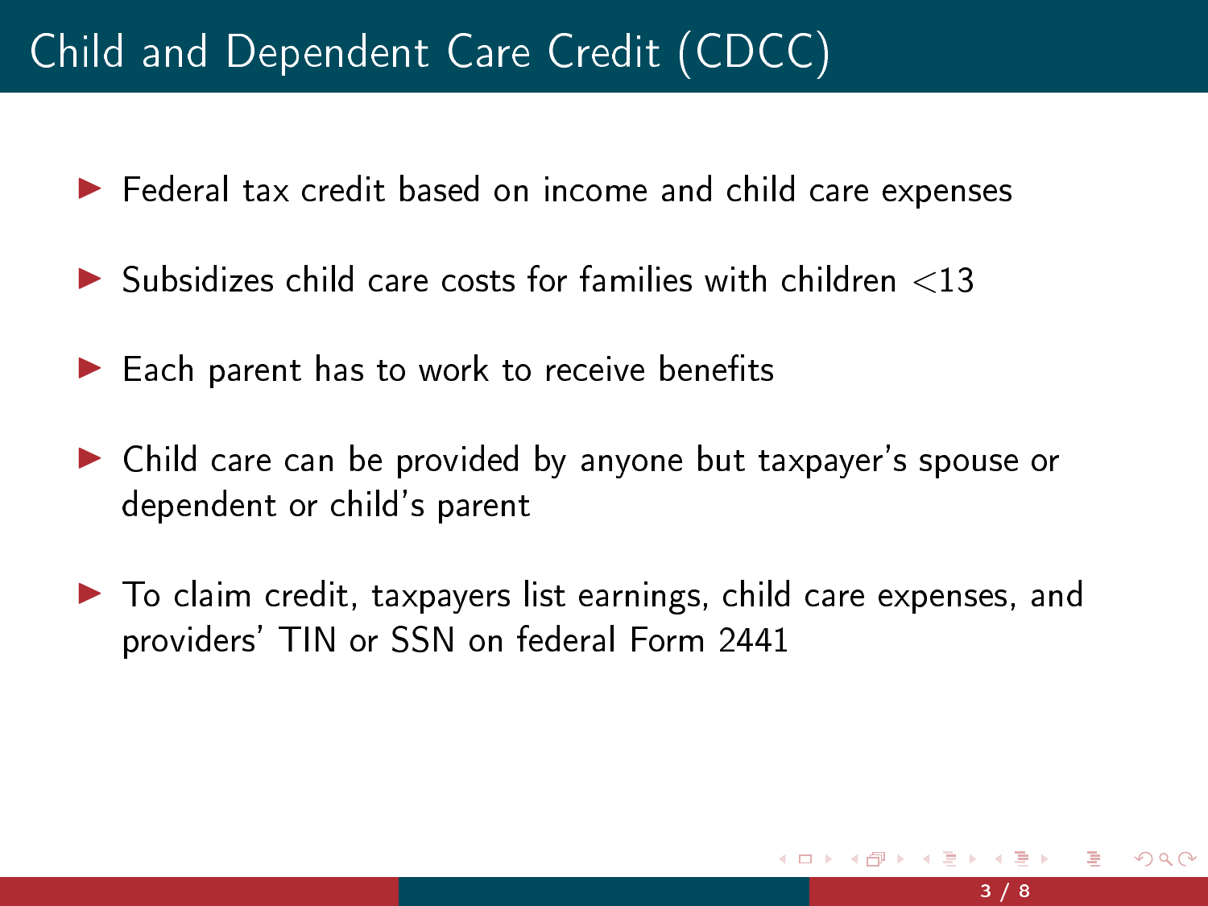# Child and Dependent Care Credit (CDCC)

- Federal tax credit based on income and child care expenses
- Subsidizes child care costs for families with children $<$13
- Each parent has to work to receive benefits
- Child care can be provided by anyone but taxpayer's spouse or dependent or child's parent
- To claim credit, taxpayers list earnings, child care expenses, and providers' TIN or SSN on federal Form 2441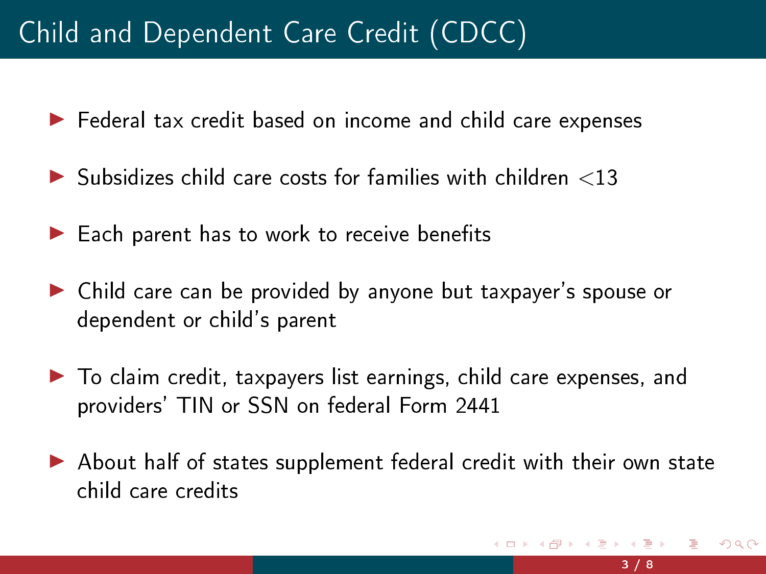# Child and Dependent Care Credit (CDCC)

- Federal tax credit based on income and child care expenses
- Subsidizes child care costs for families with children <13
- Each parent has to work to receive benefits
- Child care can be provided by anyone but taxpayer's spouse or dependent or child's parent
- To claim credit, taxpayers list earnings, child care expenses, and providers' TIN or SSN on federal Form 2441
- About half of states supplement federal credit with their own state child care credits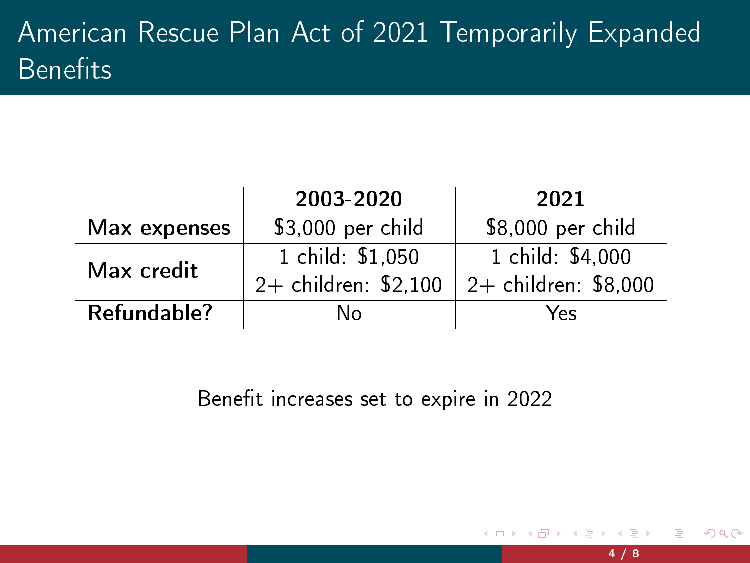# American Rescue Plan Act of 2021 Temporarily Expanded Benefits

| | **2003-2020** | **2021** |
|---|---|---|
| **Max expenses** | \$3,000 per child | \$8,000 per child |
| **Max credit** | 1 child: \$1,050<br>2+ children: \$2,100 | 1 child: \$4,000<br>2+ children: \$8,000 |
| **Refundable?** | No | Yes |

Benefit increases set to expire in 2022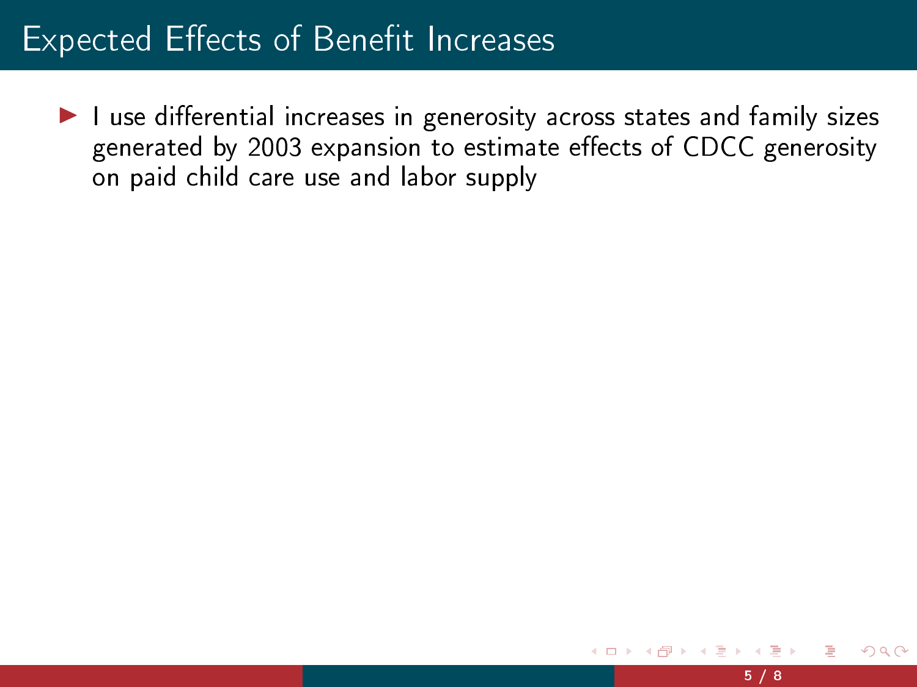# Expected Effects of Benefit Increases

- I use differential increases in generosity across states and family sizes generated by 2003 expansion to estimate effects of CDCC generosity on paid child care use and labor supply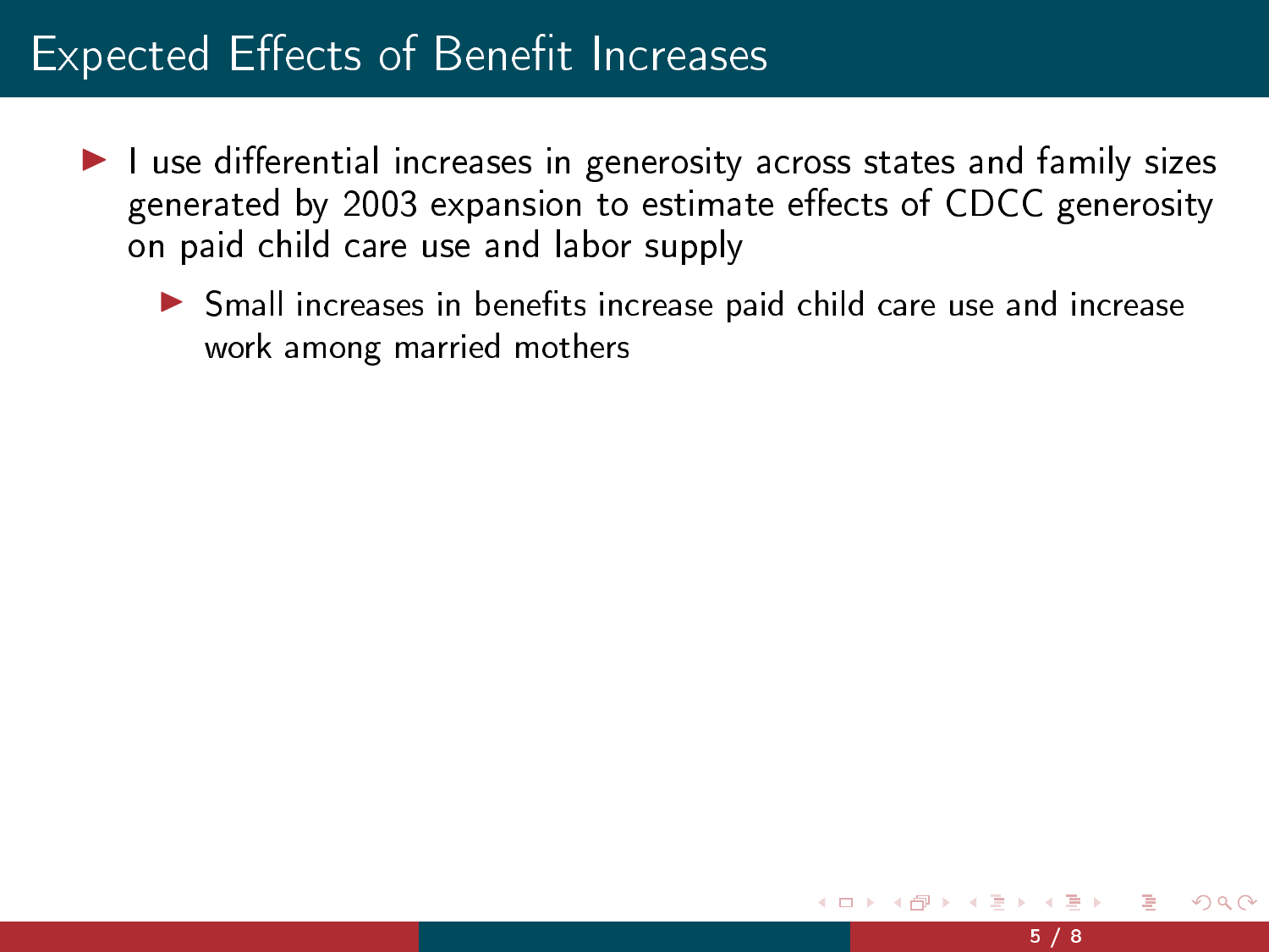# Expected Effects of Benefit Increases

- I use differential increases in generosity across states and family sizes generated by 2003 expansion to estimate effects of CDCC generosity on paid child care use and labor supply
  - Small increases in benefits increase paid child care use and increase work among married mothers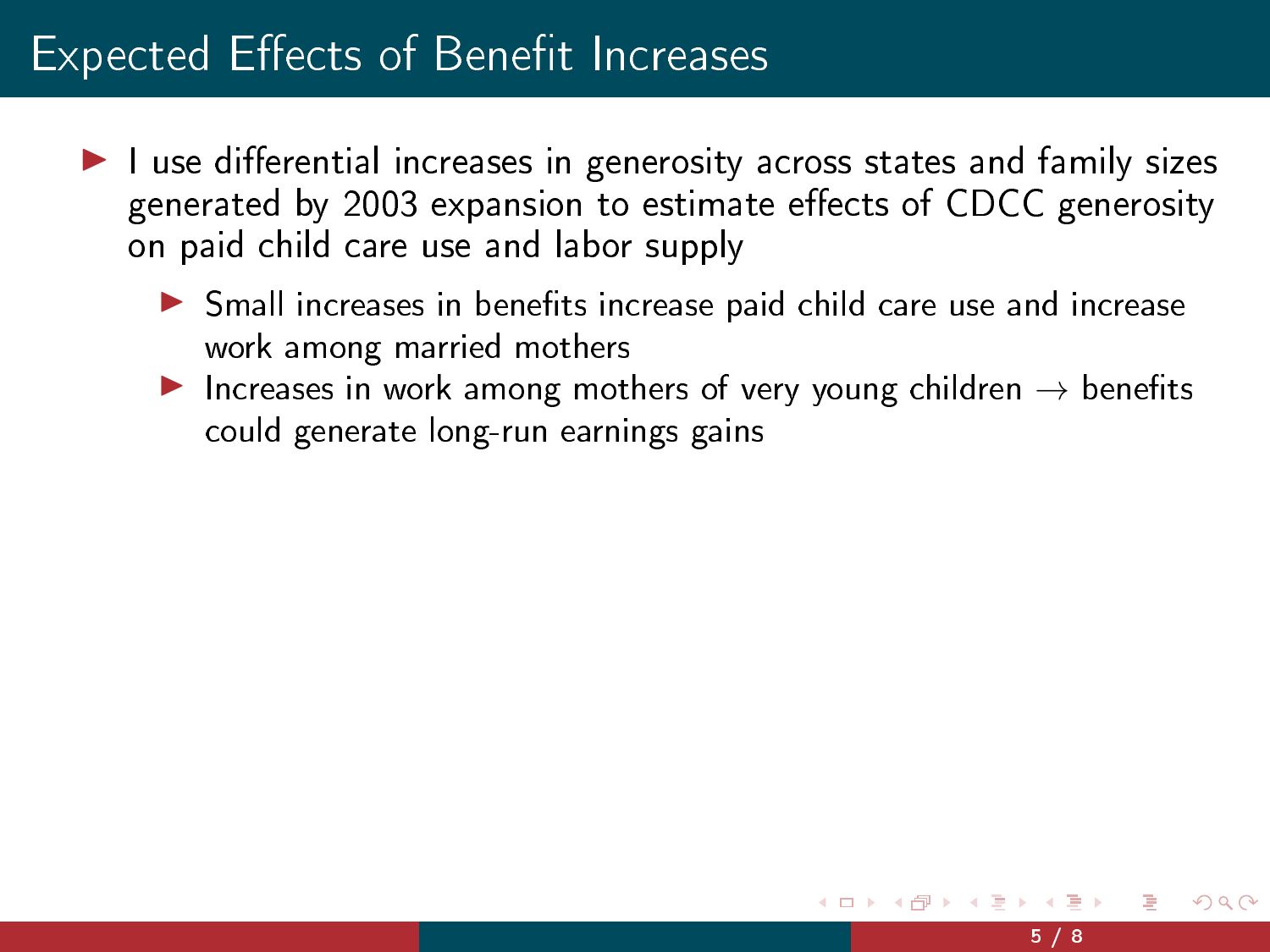# Expected Effects of Benefit Increases

- I use differential increases in generosity across states and family sizes generated by 2003 expansion to estimate effects of CDCC generosity on paid child care use and labor supply
  - Small increases in benefits increase paid child care use and increase work among married mothers
  - Increases in work among mothers of very young children $\rightarrow$ benefits could generate long-run earnings gains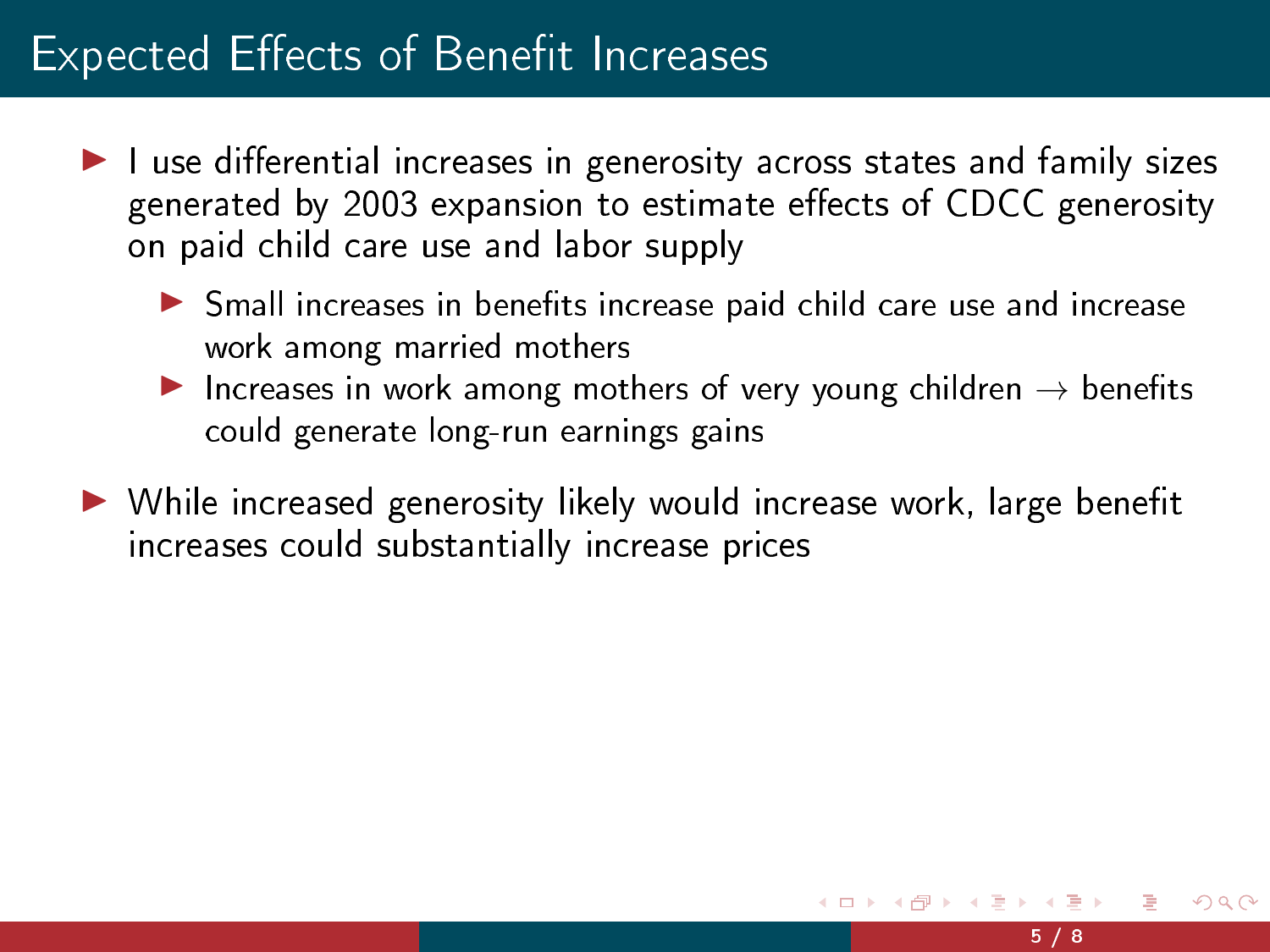# Expected Effects of Benefit Increases

- I use differential increases in generosity across states and family sizes generated by 2003 expansion to estimate effects of CDCC generosity on paid child care use and labor supply
  - Small increases in benefits increase paid child care use and increase work among married mothers
  - Increases in work among mothers of very young children $\rightarrow$ benefits could generate long-run earnings gains
- While increased generosity likely would increase work, large benefit increases could substantially increase prices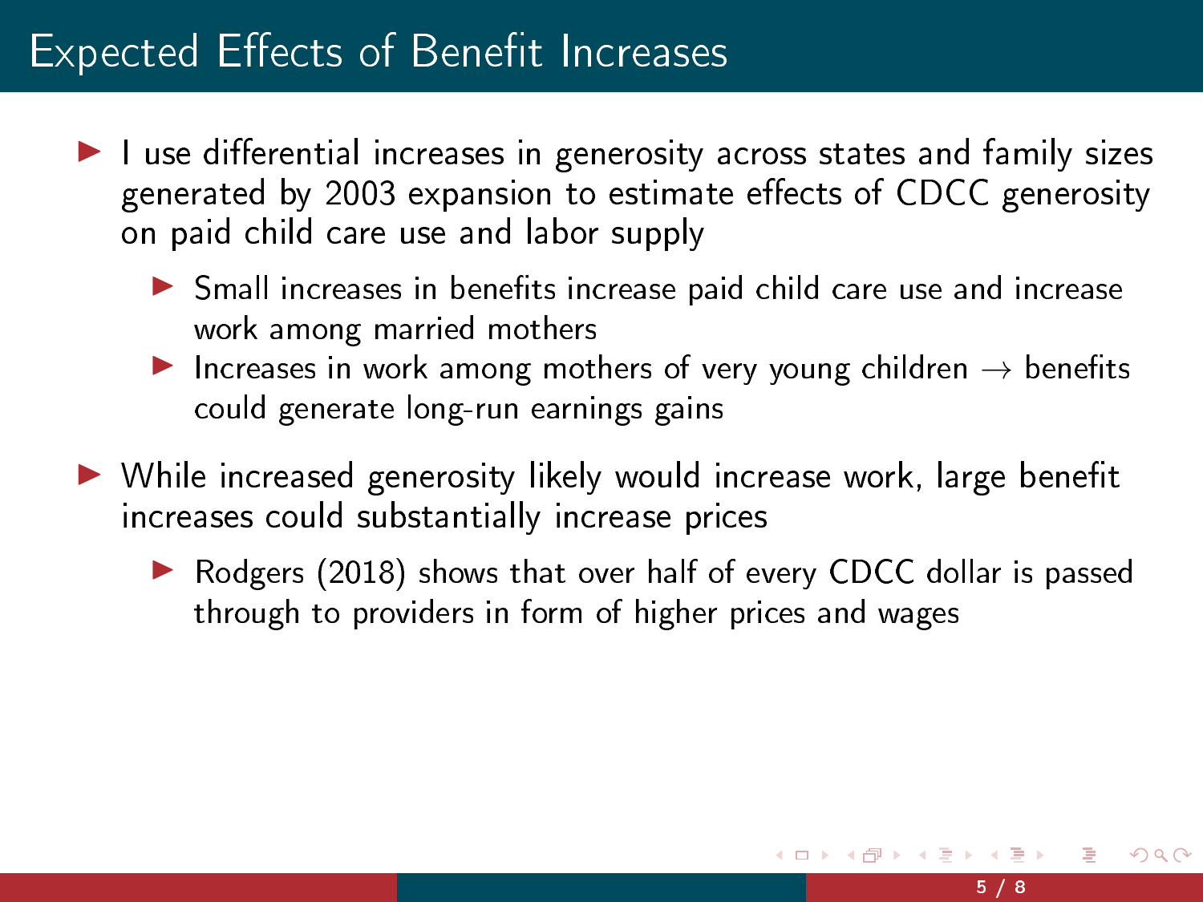# Expected Effects of Benefit Increases

- I use differential increases in generosity across states and family sizes generated by 2003 expansion to estimate effects of CDCC generosity on paid child care use and labor supply
  - Small increases in benefits increase paid child care use and increase work among married mothers
  - Increases in work among mothers of very young children $\rightarrow$ benefits could generate long-run earnings gains
- While increased generosity likely would increase work, large benefit increases could substantially increase prices
  - Rodgers (2018) shows that over half of every CDCC dollar is passed through to providers in form of higher prices and wages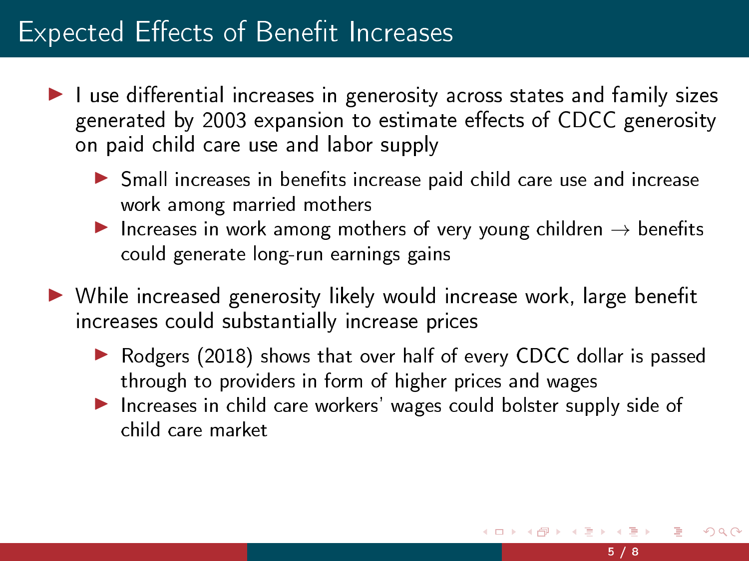# Expected Effects of Benefit Increases

- I use differential increases in generosity across states and family sizes generated by 2003 expansion to estimate effects of CDCC generosity on paid child care use and labor supply
  - Small increases in benefits increase paid child care use and increase work among married mothers
  - Increases in work among mothers of very young children $\rightarrow$ benefits could generate long-run earnings gains
- While increased generosity likely would increase work, large benefit increases could substantially increase prices
  - Rodgers (2018) shows that over half of every CDCC dollar is passed through to providers in form of higher prices and wages
  - Increases in child care workers' wages could bolster supply side of child care market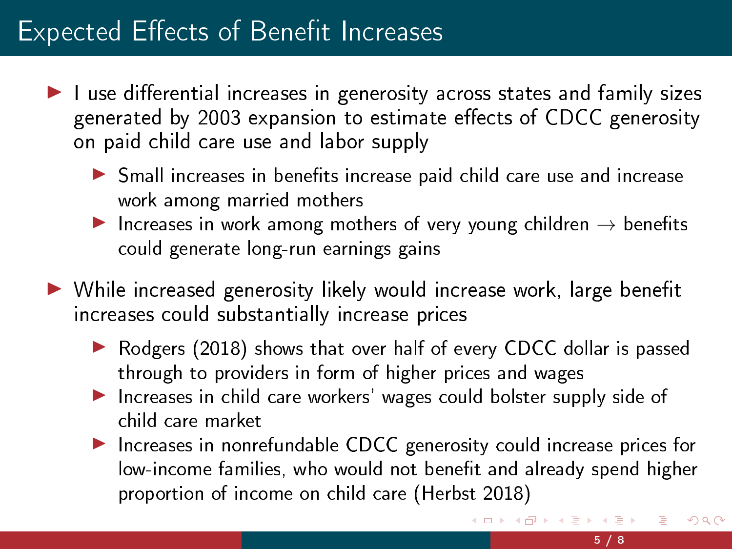# Expected Effects of Benefit Increases

- I use differential increases in generosity across states and family sizes generated by 2003 expansion to estimate effects of CDCC generosity on paid child care use and labor supply
  - Small increases in benefits increase paid child care use and increase work among married mothers
  - Increases in work among mothers of very young children $\rightarrow$ benefits could generate long-run earnings gains
- While increased generosity likely would increase work, large benefit increases could substantially increase prices
  - Rodgers (2018) shows that over half of every CDCC dollar is passed through to providers in form of higher prices and wages
  - Increases in child care workers' wages could bolster supply side of child care market
  - Increases in nonrefundable CDCC generosity could increase prices for low-income families, who would not benefit and already spend higher proportion of income on child care (Herbst 2018)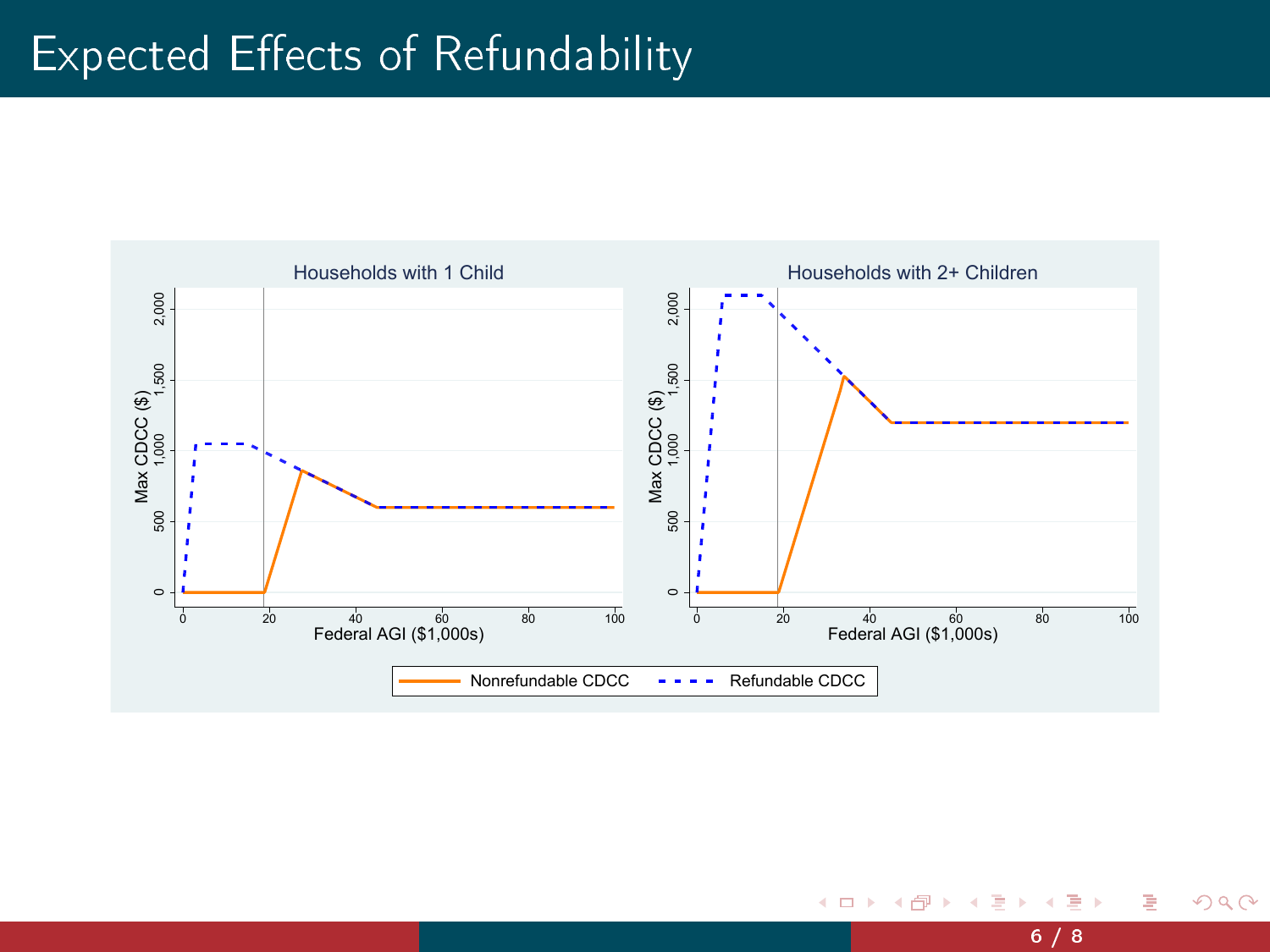# Expected Effects of Refundability

Households with 1 Child

Households with 2+ Children

Max CDCC ($)

Federal AGI ($1,000s)

Nonrefundable CDCC — Refundable CDCC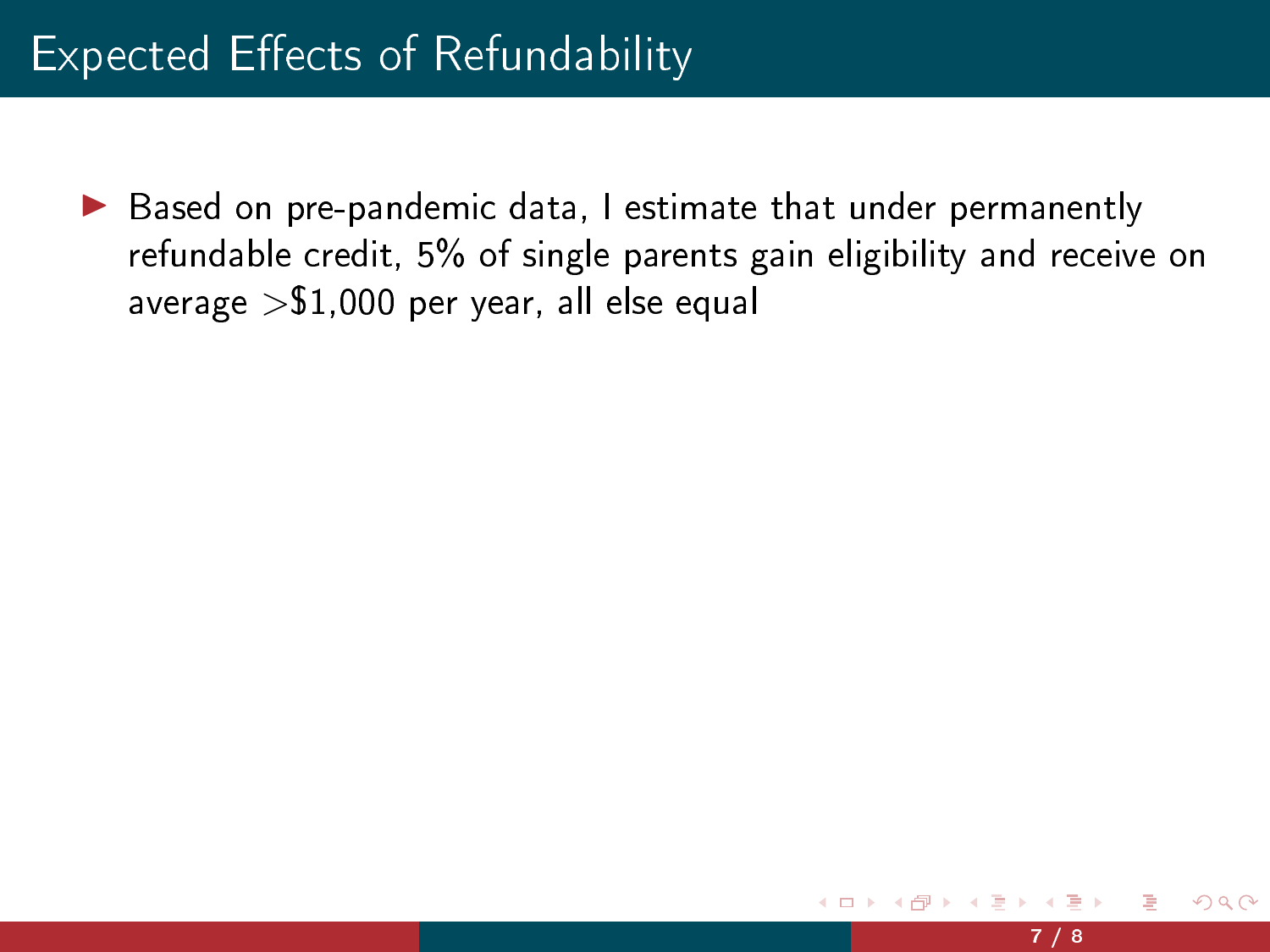# Expected Effects of Refundability

- Based on pre-pandemic data, I estimate that under permanently refundable credit, 5% of single parents gain eligibility and receive on average >$1,000 per year, all else equal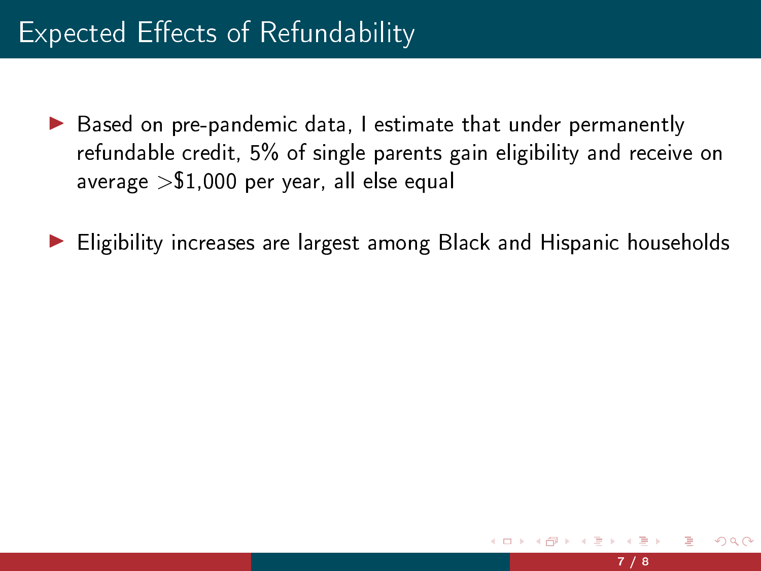# Expected Effects of Refundability

- Based on pre-pandemic data, I estimate that under permanently refundable credit, 5% of single parents gain eligibility and receive on average >$1,000 per year, all else equal
- Eligibility increases are largest among Black and Hispanic households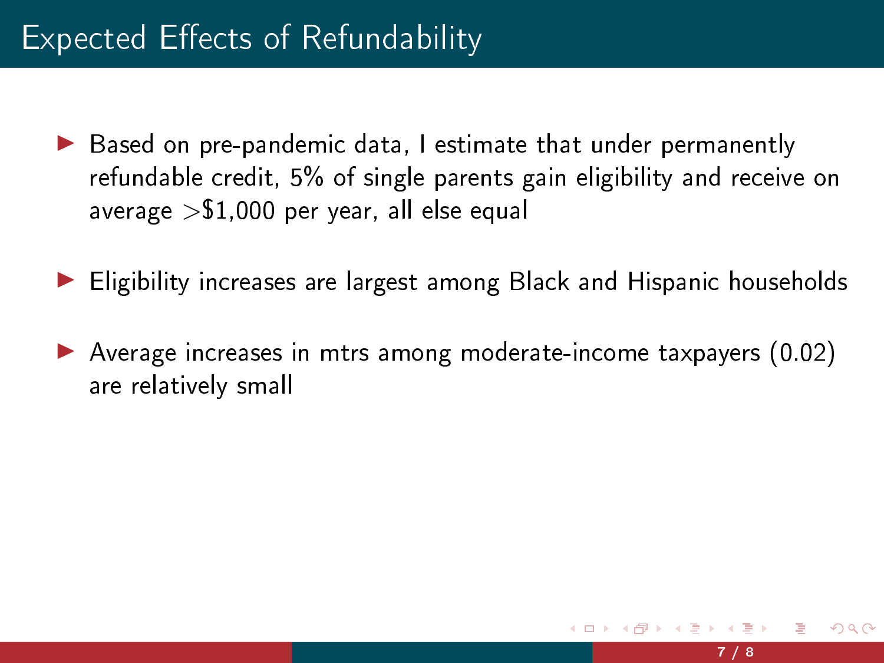# Expected Effects of Refundability

- Based on pre-pandemic data, I estimate that under permanently refundable credit, 5% of single parents gain eligibility and receive on average >$1,000 per year, all else equal

- Eligibility increases are largest among Black and Hispanic households

- Average increases in mtrs among moderate-income taxpayers (0.02) are relatively small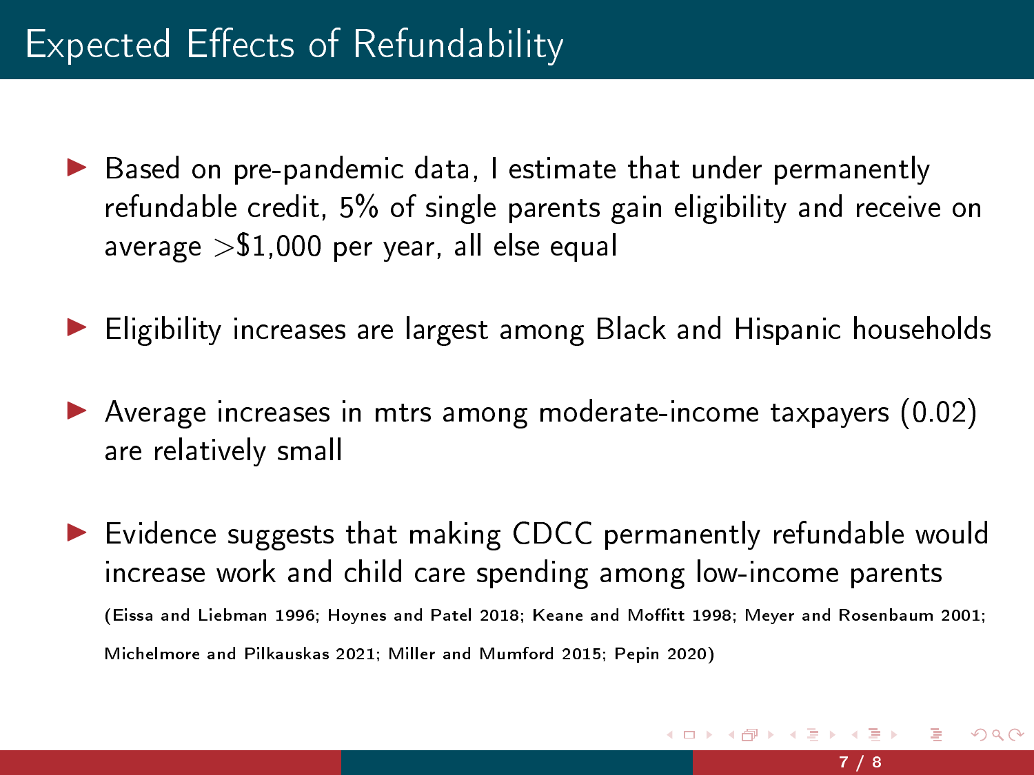# Expected Effects of Refundability

- Based on pre-pandemic data, I estimate that under permanently refundable credit, 5% of single parents gain eligibility and receive on average >$1,000 per year, all else equal
- Eligibility increases are largest among Black and Hispanic households
- Average increases in mtrs among moderate-income taxpayers (0.02) are relatively small
- Evidence suggests that making CDCC permanently refundable would increase work and child care spending among low-income parents

  (Eissa and Liebman 1996; Hoynes and Patel 2018; Keane and Moffitt 1998; Meyer and Rosenbaum 2001; Michelmore and Pilkauskas 2021; Miller and Mumford 2015; Pepin 2020)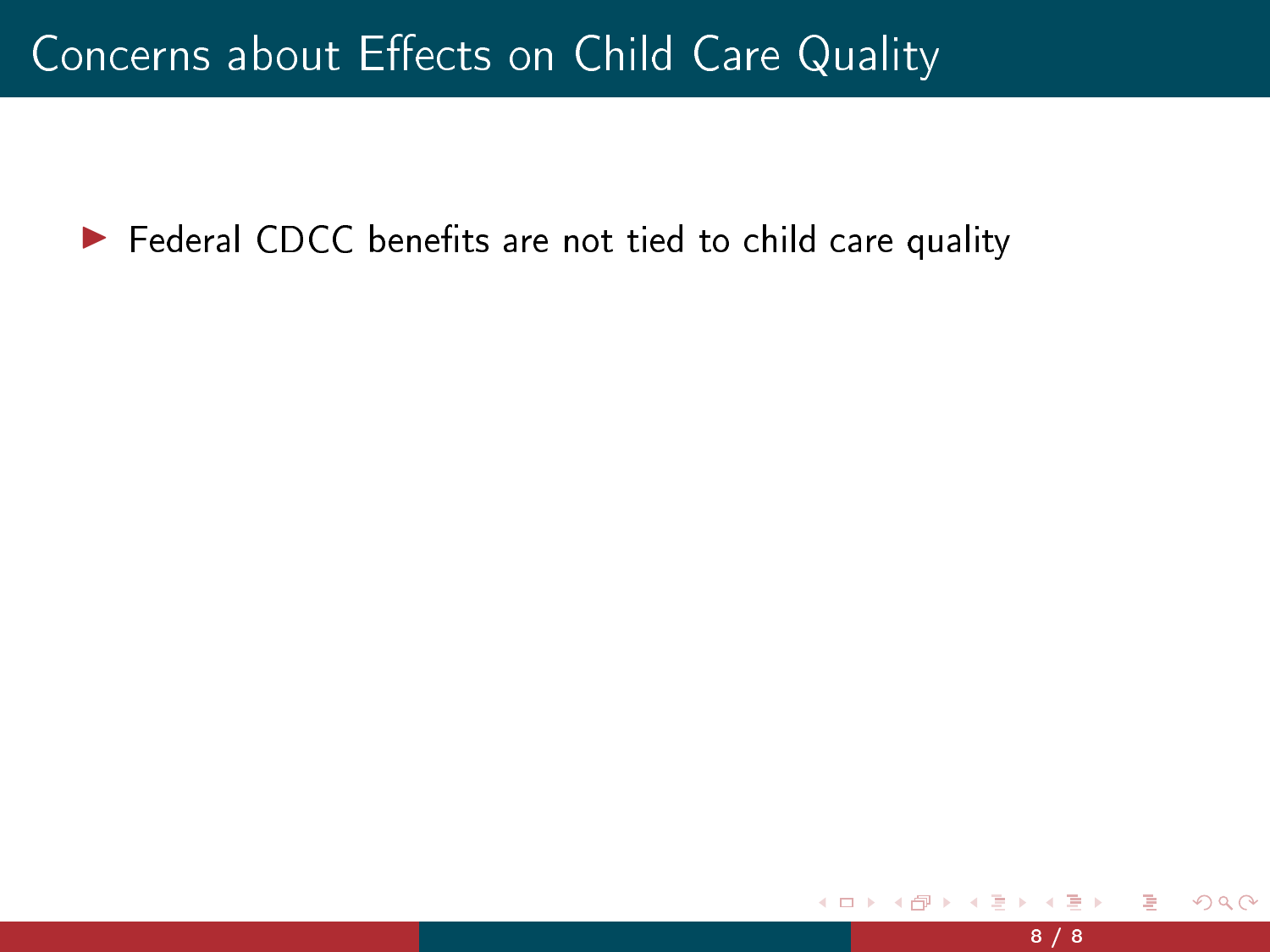# Concerns about Effects on Child Care Quality

- Federal CDCC benefits are not tied to child care quality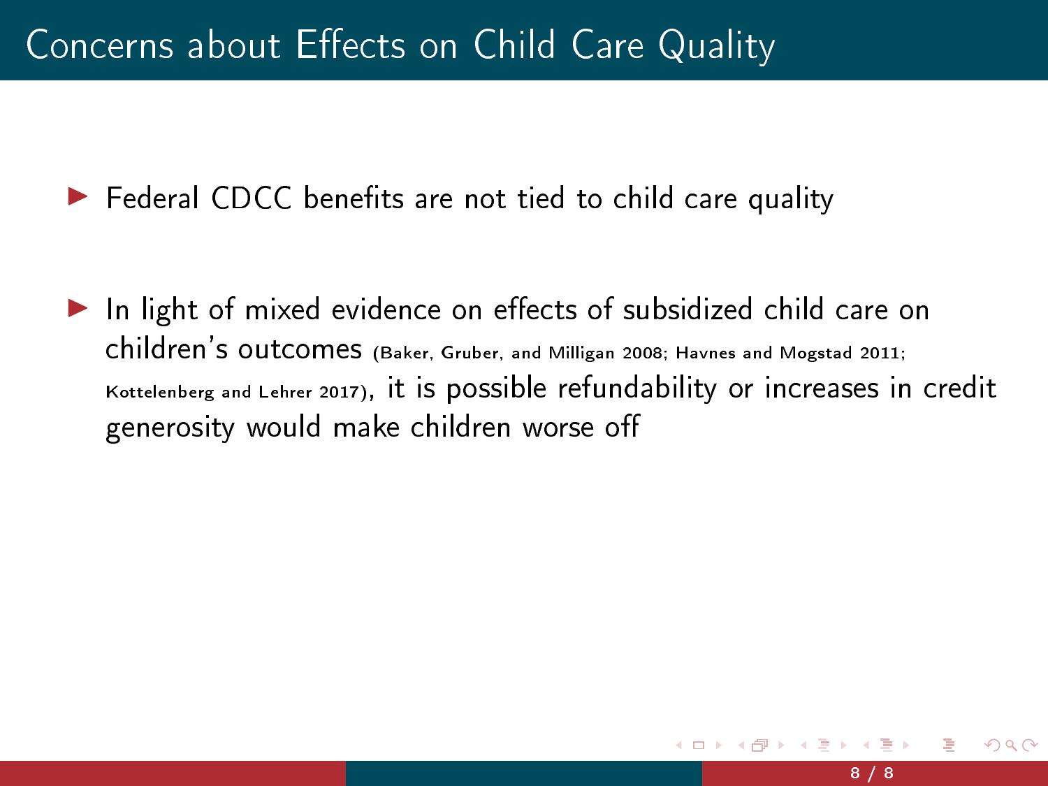# Concerns about Effects on Child Care Quality

- Federal CDCC benefits are not tied to child care quality

- In light of mixed evidence on effects of subsidized child care on children's outcomes (Baker, Gruber, and Milligan 2008; Havnes and Mogstad 2011; Kottelenberg and Lehrer 2017), it is possible refundability or increases in credit generosity would make children worse off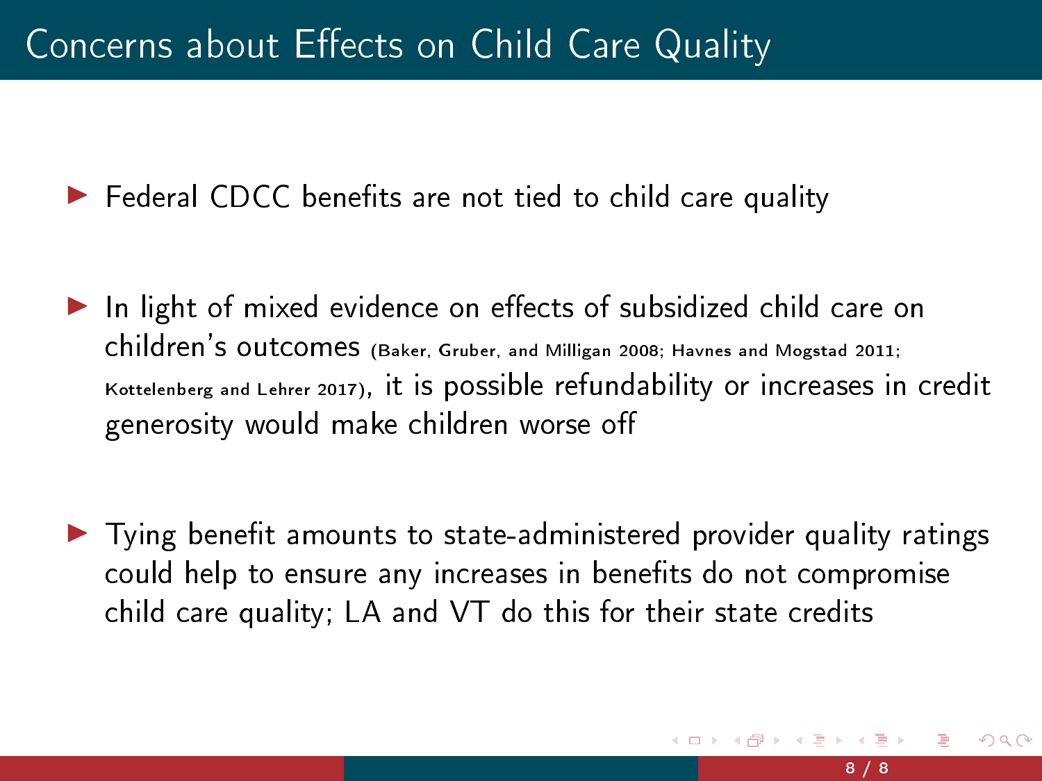# Concerns about Effects on Child Care Quality

- Federal CDCC benefits are not tied to child care quality
- In light of mixed evidence on effects of subsidized child care on children's outcomes (Baker, Gruber, and Milligan 2008; Havnes and Mogstad 2011; Kottelenberg and Lehrer 2017), it is possible refundability or increases in credit generosity would make children worse off
- Tying benefit amounts to state-administered provider quality ratings could help to ensure any increases in benefits do not compromise child care quality; LA and VT do this for their state credits